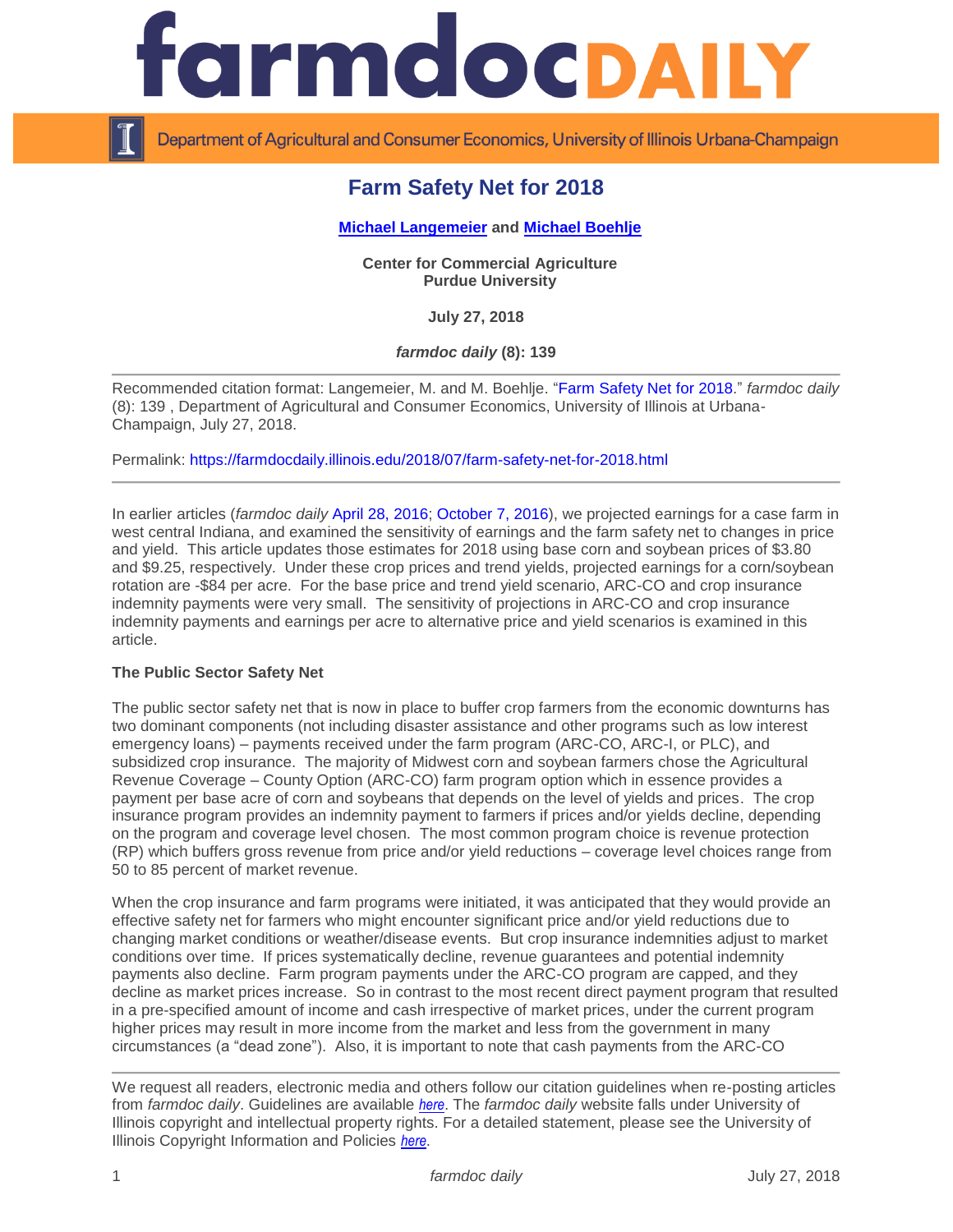# Farm Safety Net for 2018

**Michael Langemeier and Michael Boehlje**

**Center for Commercial Agriculture**
**Purdue University**

**July 27, 2018**

***farmdoc daily* (8): 139**

Recommended citation format: Langemeier, M. and M. Boehlje. "Farm Safety Net for 2018." *farmdoc daily* (8): 139 , Department of Agricultural and Consumer Economics, University of Illinois at Urbana-Champaign, July 27, 2018.

Permalink: https://farmdocdaily.illinois.edu/2018/07/farm-safety-net-for-2018.html

---

In earlier articles (*farmdoc daily* April 28, 2016; October 7, 2016), we projected earnings for a case farm in west central Indiana, and examined the sensitivity of earnings and the farm safety net to changes in price and yield. This article updates those estimates for 2018 using base corn and soybean prices of $3.80 and $9.25, respectively. Under these crop prices and trend yields, projected earnings for a corn/soybean rotation are -$84 per acre. For the base price and trend yield scenario, ARC-CO and crop insurance indemnity payments were very small. The sensitivity of projections in ARC-CO and crop insurance indemnity payments and earnings per acre to alternative price and yield scenarios is examined in this article.

**The Public Sector Safety Net**

The public sector safety net that is now in place to buffer crop farmers from the economic downturns has two dominant components (not including disaster assistance and other programs such as low interest emergency loans) – payments received under the farm program (ARC-CO, ARC-I, or PLC), and subsidized crop insurance. The majority of Midwest corn and soybean farmers chose the Agricultural Revenue Coverage – County Option (ARC-CO) farm program option which in essence provides a payment per base acre of corn and soybeans that depends on the level of yields and prices. The crop insurance program provides an indemnity payment to farmers if prices and/or yields decline, depending on the program and coverage level chosen. The most common program choice is revenue protection (RP) which buffers gross revenue from price and/or yield reductions – coverage level choices range from 50 to 85 percent of market revenue.

When the crop insurance and farm programs were initiated, it was anticipated that they would provide an effective safety net for farmers who might encounter significant price and/or yield reductions due to changing market conditions or weather/disease events. But crop insurance indemnities adjust to market conditions over time. If prices systematically decline, revenue guarantees and potential indemnity payments also decline. Farm program payments under the ARC-CO program are capped, and they decline as market prices increase. So in contrast to the most recent direct payment program that resulted in a pre-specified amount of income and cash irrespective of market prices, under the current program higher prices may result in more income from the market and less from the government in many circumstances (a "dead zone"). Also, it is important to note that cash payments from the ARC-CO

---

We request all readers, electronic media and others follow our citation guidelines when re-posting articles from *farmdoc daily*. Guidelines are available *here*. The *farmdoc daily* website falls under University of Illinois copyright and intellectual property rights. For a detailed statement, please see the University of Illinois Copyright Information and Policies *here*.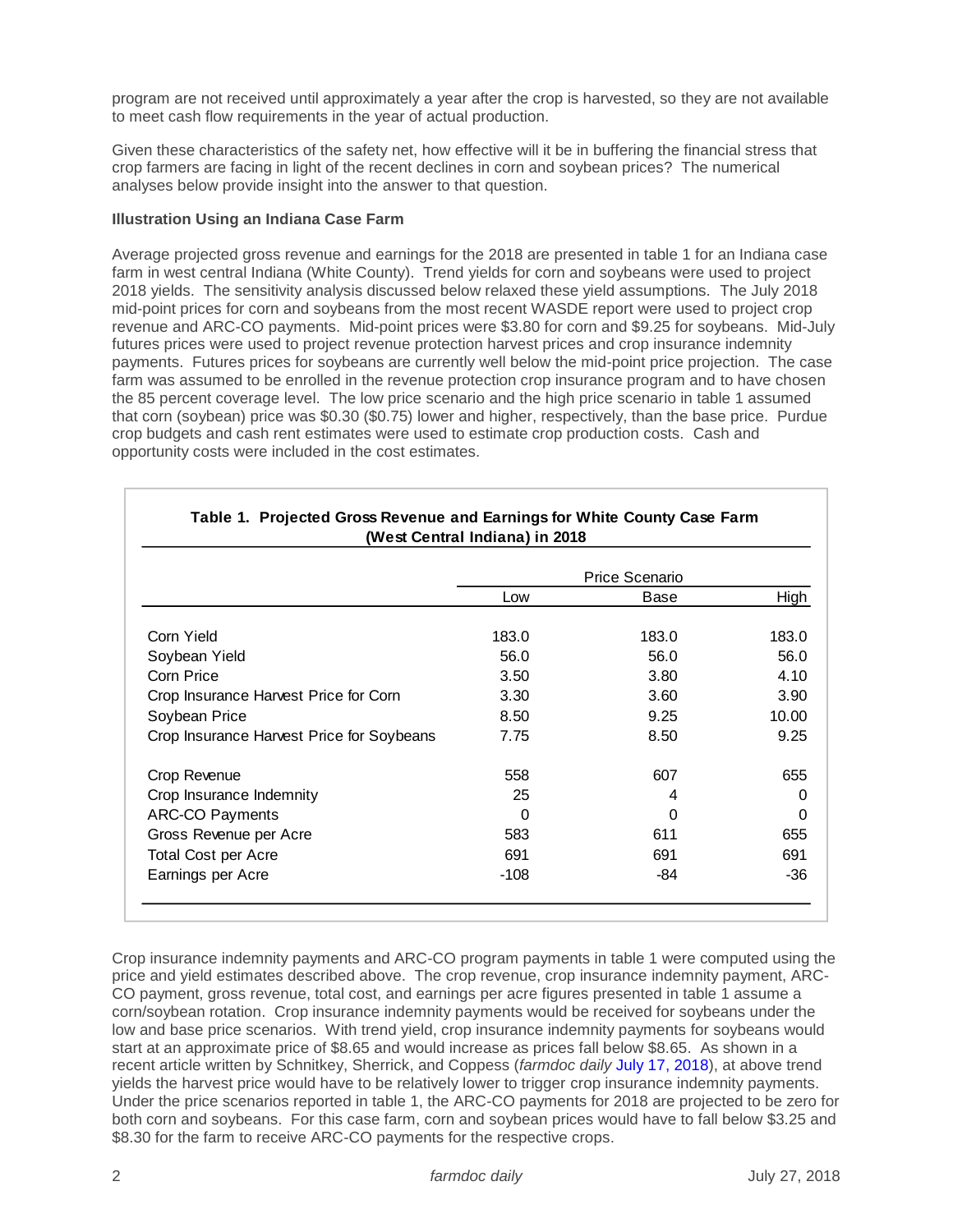program are not received until approximately a year after the crop is harvested, so they are not available to meet cash flow requirements in the year of actual production.

Given these characteristics of the safety net, how effective will it be in buffering the financial stress that crop farmers are facing in light of the recent declines in corn and soybean prices? The numerical analyses below provide insight into the answer to that question.

**Illustration Using an Indiana Case Farm**

Average projected gross revenue and earnings for the 2018 are presented in table 1 for an Indiana case farm in west central Indiana (White County). Trend yields for corn and soybeans were used to project 2018 yields. The sensitivity analysis discussed below relaxed these yield assumptions. The July 2018 mid-point prices for corn and soybeans from the most recent WASDE report were used to project crop revenue and ARC-CO payments. Mid-point prices were $3.80 for corn and $9.25 for soybeans. Mid-July futures prices were used to project revenue protection harvest prices and crop insurance indemnity payments. Futures prices for soybeans are currently well below the mid-point price projection. The case farm was assumed to be enrolled in the revenue protection crop insurance program and to have chosen the 85 percent coverage level. The low price scenario and the high price scenario in table 1 assumed that corn (soybean) price was $0.30 ($0.75) lower and higher, respectively, than the base price. Purdue crop budgets and cash rent estimates were used to estimate crop production costs. Cash and opportunity costs were included in the cost estimates.

**Table 1. Projected Gross Revenue and Earnings for White County Case Farm (West Central Indiana) in 2018**

| | Price Scenario | | |
|---|---|---|---|
| | Low | Base | High |
| Corn Yield | 183.0 | 183.0 | 183.0 |
| Soybean Yield | 56.0 | 56.0 | 56.0 |
| Corn Price | 3.50 | 3.80 | 4.10 |
| Crop Insurance Harvest Price for Corn | 3.30 | 3.60 | 3.90 |
| Soybean Price | 8.50 | 9.25 | 10.00 |
| Crop Insurance Harvest Price for Soybeans | 7.75 | 8.50 | 9.25 |
| Crop Revenue | 558 | 607 | 655 |
| Crop Insurance Indemnity | 25 | 4 | 0 |
| ARC-CO Payments | 0 | 0 | 0 |
| Gross Revenue per Acre | 583 | 611 | 655 |
| Total Cost per Acre | 691 | 691 | 691 |
| Earnings per Acre | -108 | -84 | -36 |

Crop insurance indemnity payments and ARC-CO program payments in table 1 were computed using the price and yield estimates described above. The crop revenue, crop insurance indemnity payment, ARC-CO payment, gross revenue, total cost, and earnings per acre figures presented in table 1 assume a corn/soybean rotation. Crop insurance indemnity payments would be received for soybeans under the low and base price scenarios. With trend yield, crop insurance indemnity payments for soybeans would start at an approximate price of $8.65 and would increase as prices fall below $8.65. As shown in a recent article written by Schnitkey, Sherrick, and Coppess (*farmdoc daily* July 17, 2018), at above trend yields the harvest price would have to be relatively lower to trigger crop insurance indemnity payments. Under the price scenarios reported in table 1, the ARC-CO payments for 2018 are projected to be zero for both corn and soybeans. For this case farm, corn and soybean prices would have to fall below $3.25 and $8.30 for the farm to receive ARC-CO payments for the respective crops.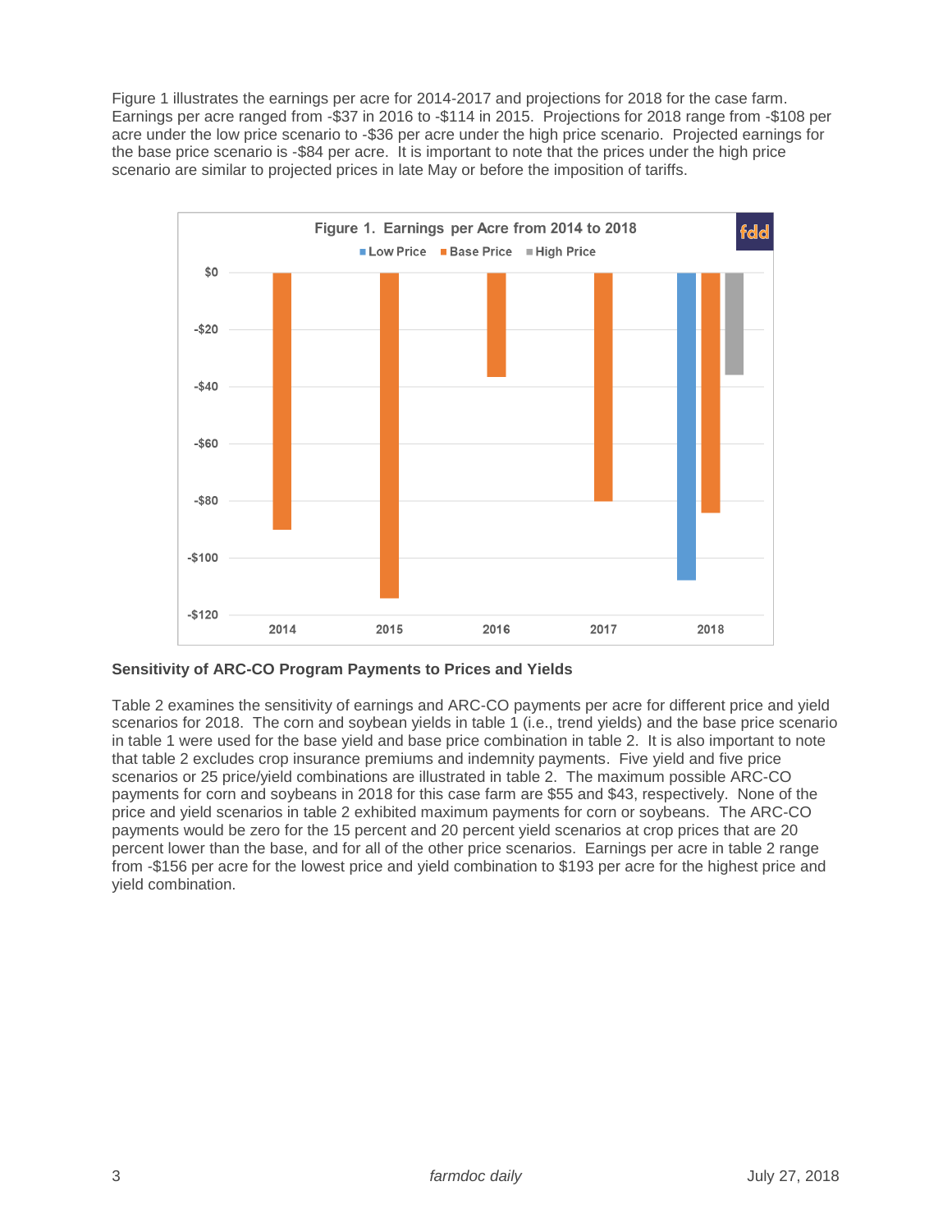Figure 1 illustrates the earnings per acre for 2014-2017 and projections for 2018 for the case farm. Earnings per acre ranged from -$37 in 2016 to -$114 in 2015. Projections for 2018 range from -$108 per acre under the low price scenario to -$36 per acre under the high price scenario. Projected earnings for the base price scenario is -$84 per acre. It is important to note that the prices under the high price scenario are similar to projected prices in late May or before the imposition of tariffs.

Figure 1. Earnings per Acre from 2014 to 2018

**Sensitivity of ARC-CO Program Payments to Prices and Yields**

Table 2 examines the sensitivity of earnings and ARC-CO payments per acre for different price and yield scenarios for 2018. The corn and soybean yields in table 1 (i.e., trend yields) and the base price scenario in table 1 were used for the base yield and base price combination in table 2. It is also important to note that table 2 excludes crop insurance premiums and indemnity payments. Five yield and five price scenarios or 25 price/yield combinations are illustrated in table 2. The maximum possible ARC-CO payments for corn and soybeans in 2018 for this case farm are $55 and $43, respectively. None of the price and yield scenarios in table 2 exhibited maximum payments for corn or soybeans. The ARC-CO payments would be zero for the 15 percent and 20 percent yield scenarios at crop prices that are 20 percent lower than the base, and for all of the other price scenarios. Earnings per acre in table 2 range from -$156 per acre for the lowest price and yield combination to $193 per acre for the highest price and yield combination.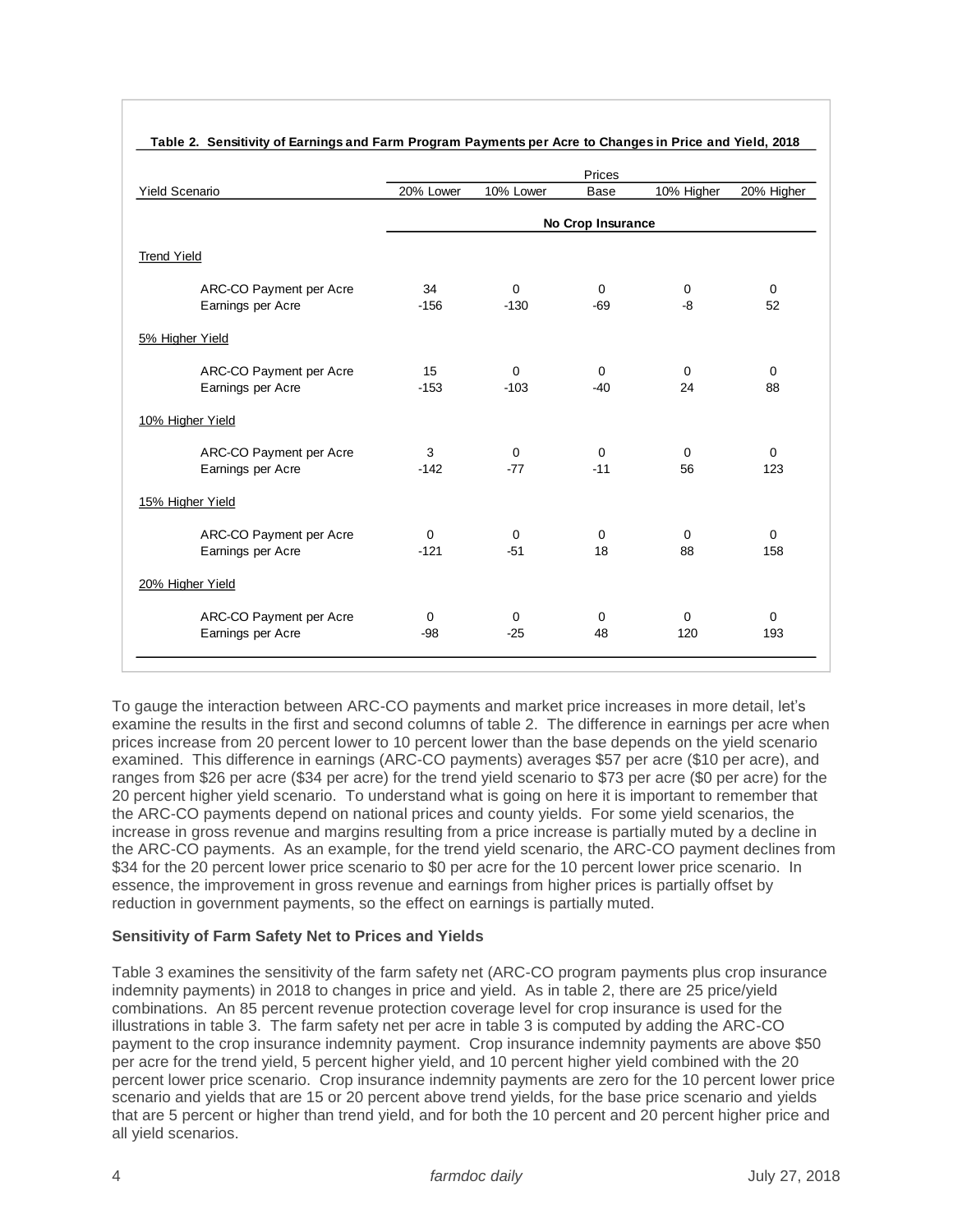**Table 2. Sensitivity of Earnings and Farm Program Payments per Acre to Changes in Price and Yield, 2018**

| | Prices | | | | |
|---|---|---|---|---|---|
| Yield Scenario | 20% Lower | 10% Lower | Base | 10% Higher | 20% Higher |
| | **No Crop Insurance** | | | | |
| Trend Yield | | | | | |
| ARC-CO Payment per Acre | 34 | 0 | 0 | 0 | 0 |
| Earnings per Acre | -156 | -130 | -69 | -8 | 52 |
| 5% Higher Yield | | | | | |
| ARC-CO Payment per Acre | 15 | 0 | 0 | 0 | 0 |
| Earnings per Acre | -153 | -103 | -40 | 24 | 88 |
| 10% Higher Yield | | | | | |
| ARC-CO Payment per Acre | 3 | 0 | 0 | 0 | 0 |
| Earnings per Acre | -142 | -77 | -11 | 56 | 123 |
| 15% Higher Yield | | | | | |
| ARC-CO Payment per Acre | 0 | 0 | 0 | 0 | 0 |
| Earnings per Acre | -121 | -51 | 18 | 88 | 158 |
| 20% Higher Yield | | | | | |
| ARC-CO Payment per Acre | 0 | 0 | 0 | 0 | 0 |
| Earnings per Acre | -98 | -25 | 48 | 120 | 193 |

To gauge the interaction between ARC-CO payments and market price increases in more detail, let's examine the results in the first and second columns of table 2. The difference in earnings per acre when prices increase from 20 percent lower to 10 percent lower than the base depends on the yield scenario examined. This difference in earnings (ARC-CO payments) averages $57 per acre ($10 per acre), and ranges from $26 per acre ($34 per acre) for the trend yield scenario to $73 per acre ($0 per acre) for the 20 percent higher yield scenario. To understand what is going on here it is important to remember that the ARC-CO payments depend on national prices and county yields. For some yield scenarios, the increase in gross revenue and margins resulting from a price increase is partially muted by a decline in the ARC-CO payments. As an example, for the trend yield scenario, the ARC-CO payment declines from $34 for the 20 percent lower price scenario to $0 per acre for the 10 percent lower price scenario. In essence, the improvement in gross revenue and earnings from higher prices is partially offset by reduction in government payments, so the effect on earnings is partially muted.

**Sensitivity of Farm Safety Net to Prices and Yields**

Table 3 examines the sensitivity of the farm safety net (ARC-CO program payments plus crop insurance indemnity payments) in 2018 to changes in price and yield. As in table 2, there are 25 price/yield combinations. An 85 percent revenue protection coverage level for crop insurance is used for the illustrations in table 3. The farm safety net per acre in table 3 is computed by adding the ARC-CO payment to the crop insurance indemnity payment. Crop insurance indemnity payments are above $50 per acre for the trend yield, 5 percent higher yield, and 10 percent higher yield combined with the 20 percent lower price scenario. Crop insurance indemnity payments are zero for the 10 percent lower price scenario and yields that are 15 or 20 percent above trend yields, for the base price scenario and yields that are 5 percent or higher than trend yield, and for both the 10 percent and 20 percent higher price and all yield scenarios.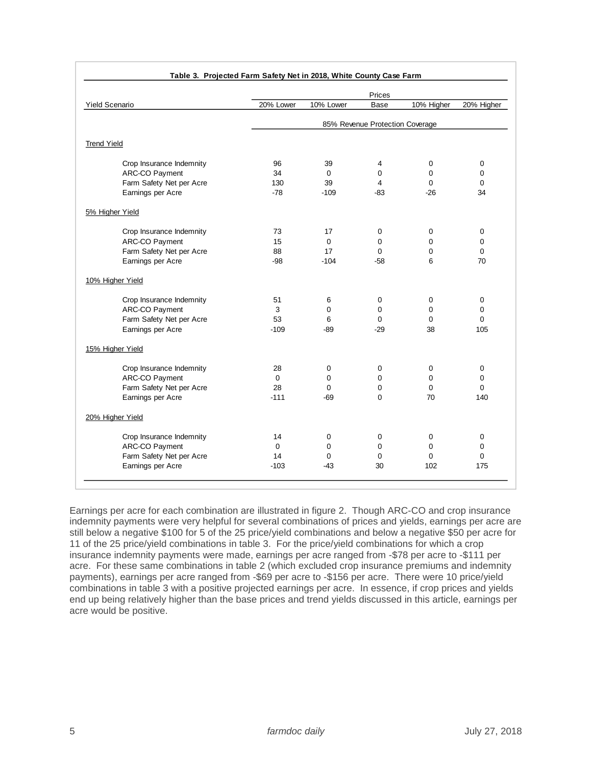**Table 3. Projected Farm Safety Net in 2018, White County Case Farm**

| Yield Scenario | Prices | | | | |
|---|---|---|---|---|---|
| | 20% Lower | 10% Lower | Base | 10% Higher | 20% Higher |
| | 85% Revenue Protection Coverage | | | | |
| Trend Yield | | | | | |
| Crop Insurance Indemnity | 96 | 39 | 4 | 0 | 0 |
| ARC-CO Payment | 34 | 0 | 0 | 0 | 0 |
| Farm Safety Net per Acre | 130 | 39 | 4 | 0 | 0 |
| Earnings per Acre | -78 | -109 | -83 | -26 | 34 |
| 5% Higher Yield | | | | | |
| Crop Insurance Indemnity | 73 | 17 | 0 | 0 | 0 |
| ARC-CO Payment | 15 | 0 | 0 | 0 | 0 |
| Farm Safety Net per Acre | 88 | 17 | 0 | 0 | 0 |
| Earnings per Acre | -98 | -104 | -58 | 6 | 70 |
| 10% Higher Yield | | | | | |
| Crop Insurance Indemnity | 51 | 6 | 0 | 0 | 0 |
| ARC-CO Payment | 3 | 0 | 0 | 0 | 0 |
| Farm Safety Net per Acre | 53 | 6 | 0 | 0 | 0 |
| Earnings per Acre | -109 | -89 | -29 | 38 | 105 |
| 15% Higher Yield | | | | | |
| Crop Insurance Indemnity | 28 | 0 | 0 | 0 | 0 |
| ARC-CO Payment | 0 | 0 | 0 | 0 | 0 |
| Farm Safety Net per Acre | 28 | 0 | 0 | 0 | 0 |
| Earnings per Acre | -111 | -69 | 0 | 70 | 140 |
| 20% Higher Yield | | | | | |
| Crop Insurance Indemnity | 14 | 0 | 0 | 0 | 0 |
| ARC-CO Payment | 0 | 0 | 0 | 0 | 0 |
| Farm Safety Net per Acre | 14 | 0 | 0 | 0 | 0 |
| Earnings per Acre | -103 | -43 | 30 | 102 | 175 |

Earnings per acre for each combination are illustrated in figure 2. Though ARC-CO and crop insurance indemnity payments were very helpful for several combinations of prices and yields, earnings per acre are still below a negative $100 for 5 of the 25 price/yield combinations and below a negative $50 per acre for 11 of the 25 price/yield combinations in table 3. For the price/yield combinations for which a crop insurance indemnity payments were made, earnings per acre ranged from -$78 per acre to -$111 per acre. For these same combinations in table 2 (which excluded crop insurance premiums and indemnity payments), earnings per acre ranged from -$69 per acre to -$156 per acre. There were 10 price/yield combinations in table 3 with a positive projected earnings per acre. In essence, if crop prices and yields end up being relatively higher than the base prices and trend yields discussed in this article, earnings per acre would be positive.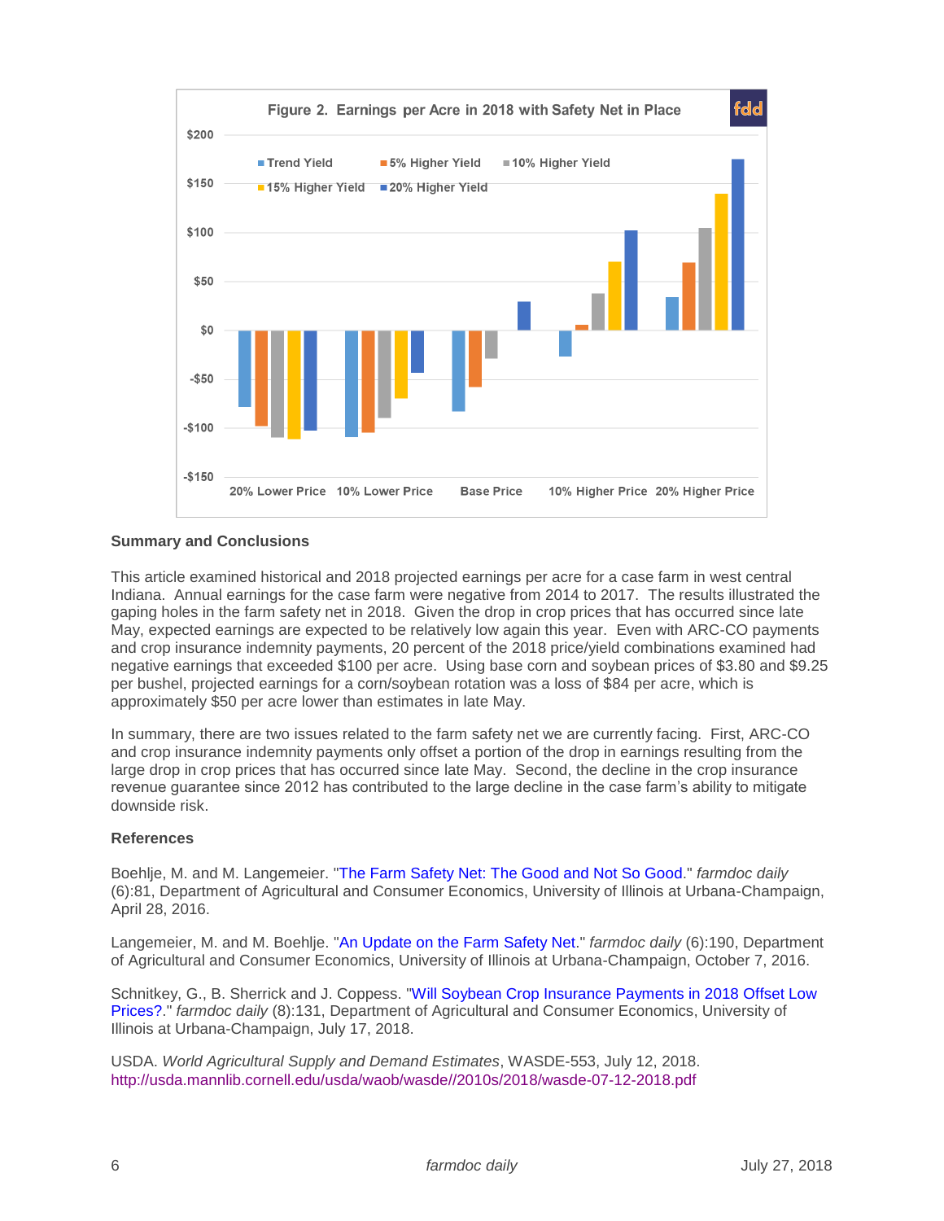Figure 2. Earnings per Acre in 2018 with Safety Net in Place

fdd

$200
$150
$100
$50
$0
-$50
-$100
-$150

Trend Yield
5% Higher Yield
10% Higher Yield
15% Higher Yield
20% Higher Yield

20% Lower Price
10% Lower Price
Base Price
10% Higher Price
20% Higher Price

## Summary and Conclusions

This article examined historical and 2018 projected earnings per acre for a case farm in west central Indiana. Annual earnings for the case farm were negative from 2014 to 2017. The results illustrated the gaping holes in the farm safety net in 2018. Given the drop in crop prices that has occurred since late May, expected earnings are expected to be relatively low again this year. Even with ARC-CO payments and crop insurance indemnity payments, 20 percent of the 2018 price/yield combinations examined had negative earnings that exceeded $100 per acre. Using base corn and soybean prices of $3.80 and $9.25 per bushel, projected earnings for a corn/soybean rotation was a loss of $84 per acre, which is approximately $50 per acre lower than estimates in late May.

In summary, there are two issues related to the farm safety net we are currently facing. First, ARC-CO and crop insurance indemnity payments only offset a portion of the drop in earnings resulting from the large drop in crop prices that has occurred since late May. Second, the decline in the crop insurance revenue guarantee since 2012 has contributed to the large decline in the case farm's ability to mitigate downside risk.

## References

Boehlje, M. and M. Langemeier. "The Farm Safety Net: The Good and Not So Good." *farmdoc daily* (6):81, Department of Agricultural and Consumer Economics, University of Illinois at Urbana-Champaign, April 28, 2016.

Langemeier, M. and M. Boehlje. "An Update on the Farm Safety Net." *farmdoc daily* (6):190, Department of Agricultural and Consumer Economics, University of Illinois at Urbana-Champaign, October 7, 2016.

Schnitkey, G., B. Sherrick and J. Coppess. "Will Soybean Crop Insurance Payments in 2018 Offset Low Prices?." *farmdoc daily* (8):131, Department of Agricultural and Consumer Economics, University of Illinois at Urbana-Champaign, July 17, 2018.

USDA. *World Agricultural Supply and Demand Estimates*, WASDE-553, July 12, 2018. http://usda.mannlib.cornell.edu/usda/waob/wasde//2010s/2018/wasde-07-12-2018.pdf